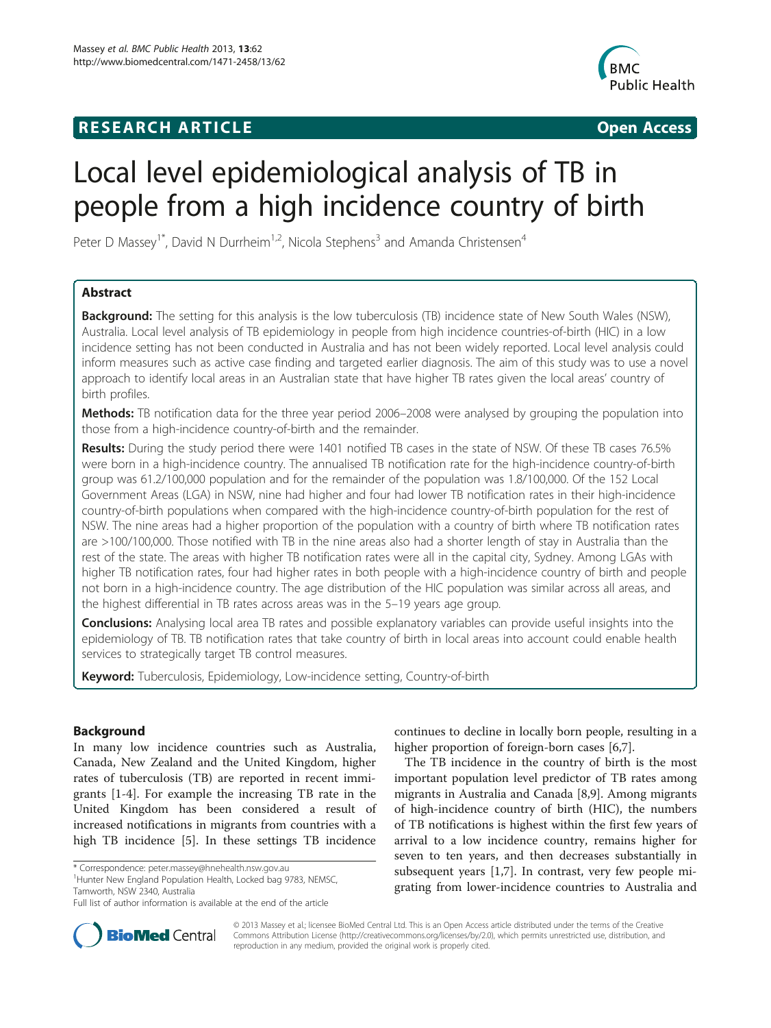**RESEARCH ARTICLE** **Open Access**

# Local level epidemiological analysis of TB in people from a high incidence country of birth

Peter D Massey[1*], David N Durrheim[1,2], Nicola Stephens[3] and Amanda Christensen[4]

## Abstract

**Background:** The setting for this analysis is the low tuberculosis (TB) incidence state of New South Wales (NSW), Australia. Local level analysis of TB epidemiology in people from high incidence countries-of-birth (HIC) in a low incidence setting has not been conducted in Australia and has not been widely reported. Local level analysis could inform measures such as active case finding and targeted earlier diagnosis. The aim of this study was to use a novel approach to identify local areas in an Australian state that have higher TB rates given the local areas' country of birth profiles.

**Methods:** TB notification data for the three year period 2006–2008 were analysed by grouping the population into those from a high-incidence country-of-birth and the remainder.

**Results:** During the study period there were 1401 notified TB cases in the state of NSW. Of these TB cases 76.5% were born in a high-incidence country. The annualised TB notification rate for the high-incidence country-of-birth group was 61.2/100,000 population and for the remainder of the population was 1.8/100,000. Of the 152 Local Government Areas (LGA) in NSW, nine had higher and four had lower TB notification rates in their high-incidence country-of-birth populations when compared with the high-incidence country-of-birth population for the rest of NSW. The nine areas had a higher proportion of the population with a country of birth where TB notification rates are >100/100,000. Those notified with TB in the nine areas also had a shorter length of stay in Australia than the rest of the state. The areas with higher TB notification rates were all in the capital city, Sydney. Among LGAs with higher TB notification rates, four had higher rates in both people with a high-incidence country of birth and people not born in a high-incidence country. The age distribution of the HIC population was similar across all areas, and the highest differential in TB rates across areas was in the 5–19 years age group.

**Conclusions:** Analysing local area TB rates and possible explanatory variables can provide useful insights into the epidemiology of TB. TB notification rates that take country of birth in local areas into account could enable health services to strategically target TB control measures.

**Keyword:** Tuberculosis, Epidemiology, Low-incidence setting, Country-of-birth

## Background

In many low incidence countries such as Australia, Canada, New Zealand and the United Kingdom, higher rates of tuberculosis (TB) are reported in recent immigrants [1-4]. For example the increasing TB rate in the United Kingdom has been considered a result of increased notifications in migrants from countries with a high TB incidence [5]. In these settings TB incidence continues to decline in locally born people, resulting in a higher proportion of foreign-born cases [6,7].

The TB incidence in the country of birth is the most important population level predictor of TB rates among migrants in Australia and Canada [8,9]. Among migrants of high-incidence country of birth (HIC), the numbers of TB notifications is highest within the first few years of arrival to a low incidence country, remains higher for seven to ten years, and then decreases substantially in subsequent years [1,7]. In contrast, very few people migrating from lower-incidence countries to Australia and

\* Correspondence: peter.massey@hnehealth.nsw.gov.au
[1]Hunter New England Population Health, Locked bag 9783, NEMSC, Tamworth, NSW 2340, Australia
Full list of author information is available at the end of the article

© 2013 Massey et al.; licensee BioMed Central Ltd. This is an Open Access article distributed under the terms of the Creative Commons Attribution License (http://creativecommons.org/licenses/by/2.0), which permits unrestricted use, distribution, and reproduction in any medium, provided the original work is properly cited.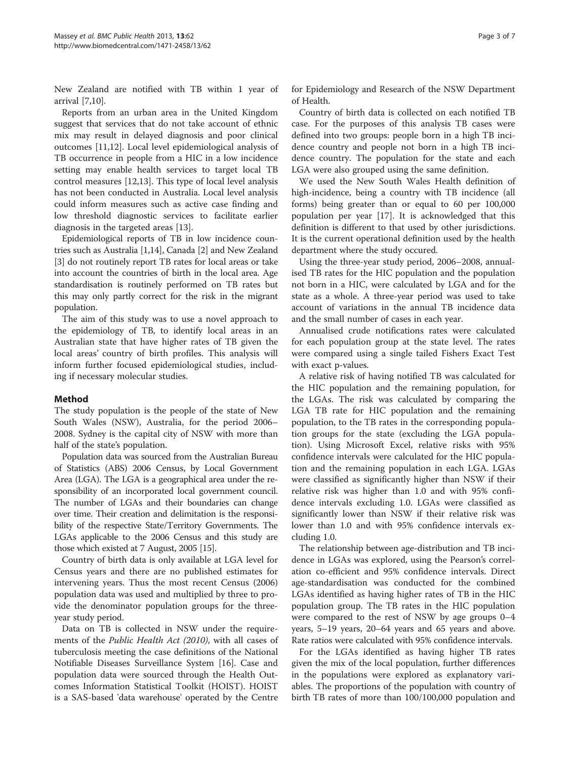New Zealand are notified with TB within 1 year of arrival [7,10].

Reports from an urban area in the United Kingdom suggest that services that do not take account of ethnic mix may result in delayed diagnosis and poor clinical outcomes [11,12]. Local level epidemiological analysis of TB occurrence in people from a HIC in a low incidence setting may enable health services to target local TB control measures [12,13]. This type of local level analysis has not been conducted in Australia. Local level analysis could inform measures such as active case finding and low threshold diagnostic services to facilitate earlier diagnosis in the targeted areas [13].

Epidemiological reports of TB in low incidence countries such as Australia [1,14], Canada [2] and New Zealand [3] do not routinely report TB rates for local areas or take into account the countries of birth in the local area. Age standardisation is routinely performed on TB rates but this may only partly correct for the risk in the migrant population.

The aim of this study was to use a novel approach to the epidemiology of TB, to identify local areas in an Australian state that have higher rates of TB given the local areas' country of birth profiles. This analysis will inform further focused epidemiological studies, including if necessary molecular studies.

## Method

The study population is the people of the state of New South Wales (NSW), Australia, for the period 2006–2008. Sydney is the capital city of NSW with more than half of the state's population.

Population data was sourced from the Australian Bureau of Statistics (ABS) 2006 Census, by Local Government Area (LGA). The LGA is a geographical area under the responsibility of an incorporated local government council. The number of LGAs and their boundaries can change over time. Their creation and delimitation is the responsibility of the respective State/Territory Governments. The LGAs applicable to the 2006 Census and this study are those which existed at 7 August, 2005 [15].

Country of birth data is only available at LGA level for Census years and there are no published estimates for intervening years. Thus the most recent Census (2006) population data was used and multiplied by three to provide the denominator population groups for the three-year study period.

Data on TB is collected in NSW under the requirements of the *Public Health Act (2010)*, with all cases of tuberculosis meeting the case definitions of the National Notifiable Diseases Surveillance System [16]. Case and population data were sourced through the Health Outcomes Information Statistical Toolkit (HOIST). HOIST is a SAS-based 'data warehouse' operated by the Centre for Epidemiology and Research of the NSW Department of Health.

Country of birth data is collected on each notified TB case. For the purposes of this analysis TB cases were defined into two groups: people born in a high TB incidence country and people not born in a high TB incidence country. The population for the state and each LGA were also grouped using the same definition.

We used the New South Wales Health definition of high-incidence, being a country with TB incidence (all forms) being greater than or equal to 60 per 100,000 population per year [17]. It is acknowledged that this definition is different to that used by other jurisdictions. It is the current operational definition used by the health department where the study occured.

Using the three-year study period, 2006–2008, annualised TB rates for the HIC population and the population not born in a HIC, were calculated by LGA and for the state as a whole. A three-year period was used to take account of variations in the annual TB incidence data and the small number of cases in each year.

Annualised crude notifications rates were calculated for each population group at the state level. The rates were compared using a single tailed Fishers Exact Test with exact p-values.

A relative risk of having notified TB was calculated for the HIC population and the remaining population, for the LGAs. The risk was calculated by comparing the LGA TB rate for HIC population and the remaining population, to the TB rates in the corresponding population groups for the state (excluding the LGA population). Using Microsoft Excel, relative risks with 95% confidence intervals were calculated for the HIC population and the remaining population in each LGA. LGAs were classified as significantly higher than NSW if their relative risk was higher than 1.0 and with 95% confidence intervals excluding 1.0. LGAs were classified as significantly lower than NSW if their relative risk was lower than 1.0 and with 95% confidence intervals excluding 1.0.

The relationship between age-distribution and TB incidence in LGAs was explored, using the Pearson's correlation co-efficient and 95% confidence intervals. Direct age-standardisation was conducted for the combined LGAs identified as having higher rates of TB in the HIC population group. The TB rates in the HIC population were compared to the rest of NSW by age groups 0–4 years, 5–19 years, 20–64 years and 65 years and above. Rate ratios were calculated with 95% confidence intervals.

For the LGAs identified as having higher TB rates given the mix of the local population, further differences in the populations were explored as explanatory variables. The proportions of the population with country of birth TB rates of more than 100/100,000 population and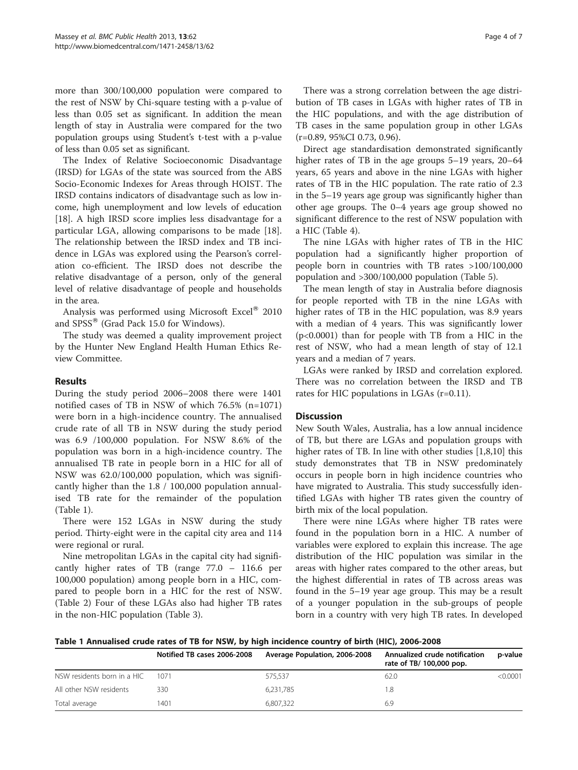more than 300/100,000 population were compared to the rest of NSW by Chi-square testing with a p-value of less than 0.05 set as significant. In addition the mean length of stay in Australia were compared for the two population groups using Student's t-test with a p-value of less than 0.05 set as significant.

The Index of Relative Socioeconomic Disadvantage (IRSD) for LGAs of the state was sourced from the ABS Socio-Economic Indexes for Areas through HOIST. The IRSD contains indicators of disadvantage such as low income, high unemployment and low levels of education [18]. A high IRSD score implies less disadvantage for a particular LGA, allowing comparisons to be made [18]. The relationship between the IRSD index and TB incidence in LGAs was explored using the Pearson's correlation co-efficient. The IRSD does not describe the relative disadvantage of a person, only of the general level of relative disadvantage of people and households in the area.

Analysis was performed using Microsoft Excel® 2010 and SPSS® (Grad Pack 15.0 for Windows).

The study was deemed a quality improvement project by the Hunter New England Health Human Ethics Review Committee.

## Results

During the study period 2006–2008 there were 1401 notified cases of TB in NSW of which 76.5% (n=1071) were born in a high-incidence country. The annualised crude rate of all TB in NSW during the study period was 6.9 /100,000 population. For NSW 8.6% of the population was born in a high-incidence country. The annualised TB rate in people born in a HIC for all of NSW was 62.0/100,000 population, which was significantly higher than the 1.8 / 100,000 population annualised TB rate for the remainder of the population (Table 1).

There were 152 LGAs in NSW during the study period. Thirty-eight were in the capital city area and 114 were regional or rural.

Nine metropolitan LGAs in the capital city had significantly higher rates of TB (range 77.0 – 116.6 per 100,000 population) among people born in a HIC, compared to people born in a HIC for the rest of NSW. (Table 2) Four of these LGAs also had higher TB rates in the non-HIC population (Table 3).

There was a strong correlation between the age distribution of TB cases in LGAs with higher rates of TB in the HIC populations, and with the age distribution of TB cases in the same population group in other LGAs (r=0.89, 95%CI 0.73, 0.96).

Direct age standardisation demonstrated significantly higher rates of TB in the age groups 5–19 years, 20–64 years, 65 years and above in the nine LGAs with higher rates of TB in the HIC population. The rate ratio of 2.3 in the 5–19 years age group was significantly higher than other age groups. The 0–4 years age group showed no significant difference to the rest of NSW population with a HIC (Table 4).

The nine LGAs with higher rates of TB in the HIC population had a significantly higher proportion of people born in countries with TB rates >100/100,000 population and >300/100,000 population (Table 5).

The mean length of stay in Australia before diagnosis for people reported with TB in the nine LGAs with higher rates of TB in the HIC population, was 8.9 years with a median of 4 years. This was significantly lower (p<0.0001) than for people with TB from a HIC in the rest of NSW, who had a mean length of stay of 12.1 years and a median of 7 years.

LGAs were ranked by IRSD and correlation explored. There was no correlation between the IRSD and TB rates for HIC populations in LGAs (r=0.11).

## Discussion

New South Wales, Australia, has a low annual incidence of TB, but there are LGAs and population groups with higher rates of TB. In line with other studies [1,8,10] this study demonstrates that TB in NSW predominately occurs in people born in high incidence countries who have migrated to Australia. This study successfully identified LGAs with higher TB rates given the country of birth mix of the local population.

There were nine LGAs where higher TB rates were found in the population born in a HIC. A number of variables were explored to explain this increase. The age distribution of the HIC population was similar in the areas with higher rates compared to the other areas, but the highest differential in rates of TB across areas was found in the 5–19 year age group. This may be a result of a younger population in the sub-groups of people born in a country with very high TB rates. In developed

**Table 1 Annualised crude rates of TB for NSW, by high incidence country of birth (HIC), 2006-2008**

| | Notified TB cases 2006-2008 | Average Population, 2006-2008 | Annualized crude notification rate of TB/ 100,000 pop. | p-value |
|---|---|---|---|---|
| NSW residents born in a HIC | 1071 | 575,537 | 62.0 | <0.0001 |
| All other NSW residents | 330 | 6,231,785 | 1.8 | |
| Total average | 1401 | 6,807,322 | 6.9 | |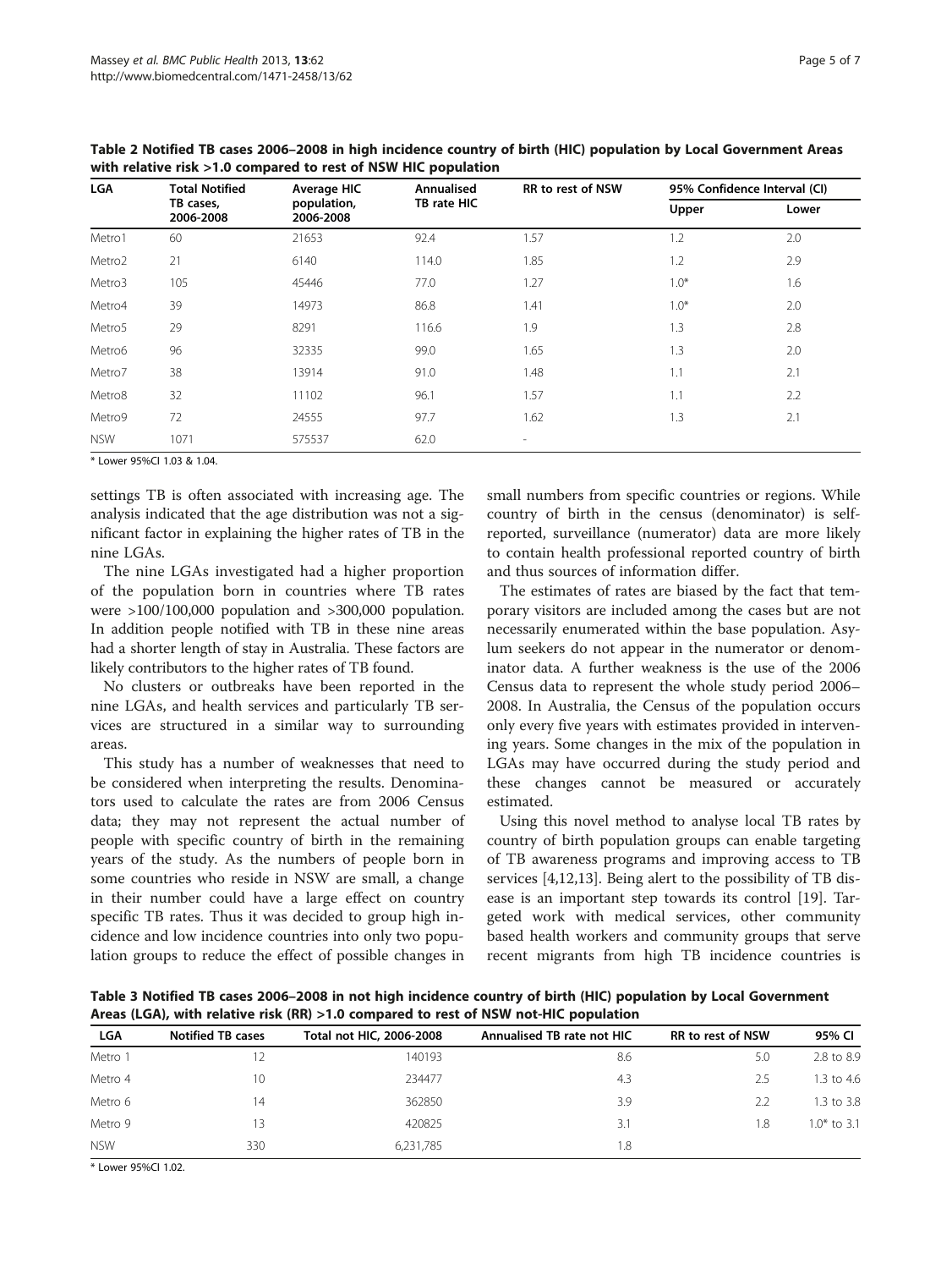**Table 2 Notified TB cases 2006–2008 in high incidence country of birth (HIC) population by Local Government Areas with relative risk >1.0 compared to rest of NSW HIC population**

| LGA | Total Notified TB cases, 2006-2008 | Average HIC population, 2006-2008 | Annualised TB rate HIC | RR to rest of NSW | 95% Confidence Interval (CI) | |
|---|---|---|---|---|---|---|
| | | | | | Upper | Lower |
| Metro1 | 60 | 21653 | 92.4 | 1.57 | 1.2 | 2.0 |
| Metro2 | 21 | 6140 | 114.0 | 1.85 | 1.2 | 2.9 |
| Metro3 | 105 | 45446 | 77.0 | 1.27 | 1.0* | 1.6 |
| Metro4 | 39 | 14973 | 86.8 | 1.41 | 1.0* | 2.0 |
| Metro5 | 29 | 8291 | 116.6 | 1.9 | 1.3 | 2.8 |
| Metro6 | 96 | 32335 | 99.0 | 1.65 | 1.3 | 2.0 |
| Metro7 | 38 | 13914 | 91.0 | 1.48 | 1.1 | 2.1 |
| Metro8 | 32 | 11102 | 96.1 | 1.57 | 1.1 | 2.2 |
| Metro9 | 72 | 24555 | 97.7 | 1.62 | 1.3 | 2.1 |
| NSW | 1071 | 575537 | 62.0 | - | | |

* Lower 95%CI 1.03 & 1.04.

settings TB is often associated with increasing age. The analysis indicated that the age distribution was not a significant factor in explaining the higher rates of TB in the nine LGAs.

The nine LGAs investigated had a higher proportion of the population born in countries where TB rates were >100/100,000 population and >300,000 population. In addition people notified with TB in these nine areas had a shorter length of stay in Australia. These factors are likely contributors to the higher rates of TB found.

No clusters or outbreaks have been reported in the nine LGAs, and health services and particularly TB services are structured in a similar way to surrounding areas.

This study has a number of weaknesses that need to be considered when interpreting the results. Denominators used to calculate the rates are from 2006 Census data; they may not represent the actual number of people with specific country of birth in the remaining years of the study. As the numbers of people born in some countries who reside in NSW are small, a change in their number could have a large effect on country specific TB rates. Thus it was decided to group high incidence and low incidence countries into only two population groups to reduce the effect of possible changes in small numbers from specific countries or regions. While country of birth in the census (denominator) is self-reported, surveillance (numerator) data are more likely to contain health professional reported country of birth and thus sources of information differ.

The estimates of rates are biased by the fact that temporary visitors are included among the cases but are not necessarily enumerated within the base population. Asylum seekers do not appear in the numerator or denominator data. A further weakness is the use of the 2006 Census data to represent the whole study period 2006–2008. In Australia, the Census of the population occurs only every five years with estimates provided in intervening years. Some changes in the mix of the population in LGAs may have occurred during the study period and these changes cannot be measured or accurately estimated.

Using this novel method to analyse local TB rates by country of birth population groups can enable targeting of TB awareness programs and improving access to TB services [4,12,13]. Being alert to the possibility of TB disease is an important step towards its control [19]. Targeted work with medical services, other community based health workers and community groups that serve recent migrants from high TB incidence countries is

**Table 3 Notified TB cases 2006–2008 in not high incidence country of birth (HIC) population by Local Government Areas (LGA), with relative risk (RR) >1.0 compared to rest of NSW not-HIC population**

| LGA | Notified TB cases | Total not HIC, 2006-2008 | Annualised TB rate not HIC | RR to rest of NSW | 95% CI |
|---|---|---|---|---|---|
| Metro 1 | 12 | 140193 | 8.6 | 5.0 | 2.8 to 8.9 |
| Metro 4 | 10 | 234477 | 4.3 | 2.5 | 1.3 to 4.6 |
| Metro 6 | 14 | 362850 | 3.9 | 2.2 | 1.3 to 3.8 |
| Metro 9 | 13 | 420825 | 3.1 | 1.8 | 1.0* to 3.1 |
| NSW | 330 | 6,231,785 | 1.8 | | |

* Lower 95%CI 1.02.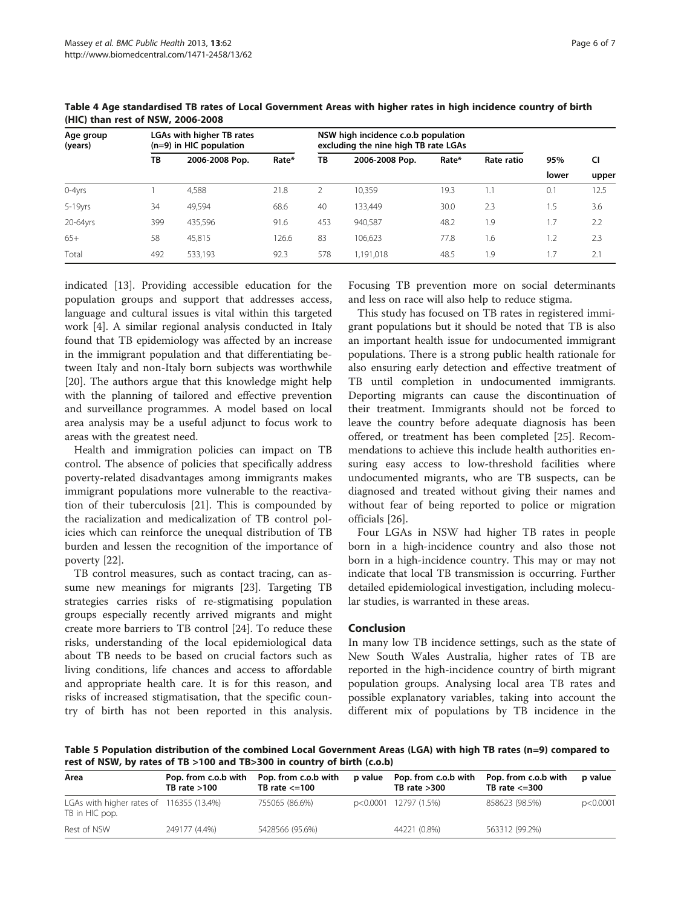**Table 4 Age standardised TB rates of Local Government Areas with higher rates in high incidence country of birth (HIC) than rest of NSW, 2006-2008**

| Age group (years) | LGAs with higher TB rates (n=9) in HIC population | | | NSW high incidence c.o.b population excluding the nine high TB rate LGAs | | | | | |
|---|---|---|---|---|---|---|---|---|---|
| | TB | 2006-2008 Pop. | Rate* | TB | 2006-2008 Pop. | Rate* | Rate ratio | 95% lower | CI upper |
| 0-4yrs | 1 | 4,588 | 21.8 | 2 | 10,359 | 19.3 | 1.1 | 0.1 | 12.5 |
| 5-19yrs | 34 | 49,594 | 68.6 | 40 | 133,449 | 30.0 | 2.3 | 1.5 | 3.6 |
| 20-64yrs | 399 | 435,596 | 91.6 | 453 | 940,587 | 48.2 | 1.9 | 1.7 | 2.2 |
| 65+ | 58 | 45,815 | 126.6 | 83 | 106,623 | 77.8 | 1.6 | 1.2 | 2.3 |
| Total | 492 | 533,193 | 92.3 | 578 | 1,191,018 | 48.5 | 1.9 | 1.7 | 2.1 |

indicated [13]. Providing accessible education for the population groups and support that addresses access, language and cultural issues is vital within this targeted work [4]. A similar regional analysis conducted in Italy found that TB epidemiology was affected by an increase in the immigrant population and that differentiating between Italy and non-Italy born subjects was worthwhile [20]. The authors argue that this knowledge might help with the planning of tailored and effective prevention and surveillance programmes. A model based on local area analysis may be a useful adjunct to focus work to areas with the greatest need.

Health and immigration policies can impact on TB control. The absence of policies that specifically address poverty-related disadvantages among immigrants makes immigrant populations more vulnerable to the reactivation of their tuberculosis [21]. This is compounded by the racialization and medicalization of TB control policies which can reinforce the unequal distribution of TB burden and lessen the recognition of the importance of poverty [22].

TB control measures, such as contact tracing, can assume new meanings for migrants [23]. Targeting TB strategies carries risks of re-stigmatising population groups especially recently arrived migrants and might create more barriers to TB control [24]. To reduce these risks, understanding of the local epidemiological data about TB needs to be based on crucial factors such as living conditions, life chances and access to affordable and appropriate health care. It is for this reason, and risks of increased stigmatisation, that the specific country of birth has not been reported in this analysis. Focusing TB prevention more on social determinants and less on race will also help to reduce stigma.

This study has focused on TB rates in registered immigrant populations but it should be noted that TB is also an important health issue for undocumented immigrant populations. There is a strong public health rationale for also ensuring early detection and effective treatment of TB until completion in undocumented immigrants. Deporting migrants can cause the discontinuation of their treatment. Immigrants should not be forced to leave the country before adequate diagnosis has been offered, or treatment has been completed [25]. Recommendations to achieve this include health authorities ensuring easy access to low-threshold facilities where undocumented migrants, who are TB suspects, can be diagnosed and treated without giving their names and without fear of being reported to police or migration officials [26].

Four LGAs in NSW had higher TB rates in people born in a high-incidence country and also those not born in a high-incidence country. This may or may not indicate that local TB transmission is occurring. Further detailed epidemiological investigation, including molecular studies, is warranted in these areas.

## Conclusion

In many low TB incidence settings, such as the state of New South Wales Australia, higher rates of TB are reported in the high-incidence country of birth migrant population groups. Analysing local area TB rates and possible explanatory variables, taking into account the different mix of populations by TB incidence in the

**Table 5 Population distribution of the combined Local Government Areas (LGA) with high TB rates (n=9) compared to rest of NSW, by rates of TB >100 and TB>300 in country of birth (c.o.b)**

| Area | Pop. from c.o.b with TB rate >100 | Pop. from c.o.b with TB rate <=100 | p value | Pop. from c.o.b with TB rate >300 | Pop. from c.o.b with TB rate <=300 | p value |
|---|---|---|---|---|---|---|
| LGAs with higher rates of TB in HIC pop. | 116355 (13.4%) | 755065 (86.6%) | p<0.0001 | 12797 (1.5%) | 858623 (98.5%) | p<0.0001 |
| Rest of NSW | 249177 (4.4%) | 5428566 (95.6%) | | 44221 (0.8%) | 563312 (99.2%) | |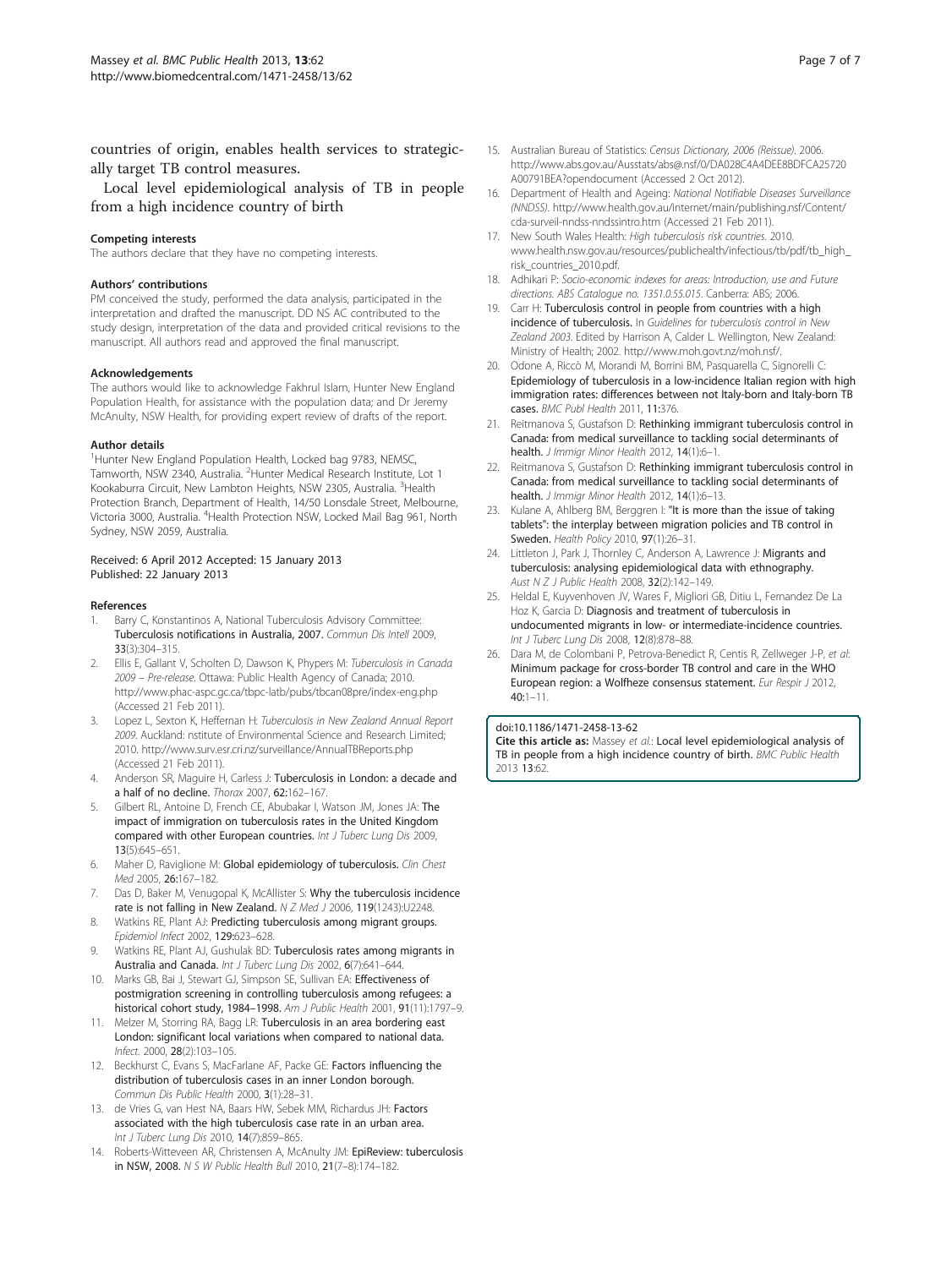countries of origin, enables health services to strategically target TB control measures.

Local level epidemiological analysis of TB in people from a high incidence country of birth

#### Competing interests

The authors declare that they have no competing interests.

#### Authors' contributions

PM conceived the study, performed the data analysis, participated in the interpretation and drafted the manuscript. DD NS AC contributed to the study design, interpretation of the data and provided critical revisions to the manuscript. All authors read and approved the final manuscript.

#### Acknowledgements

The authors would like to acknowledge Fakhrul Islam, Hunter New England Population Health, for assistance with the population data; and Dr Jeremy McAnulty, NSW Health, for providing expert review of drafts of the report.

#### Author details

[1]Hunter New England Population Health, Locked bag 9783, NEMSC, Tamworth, NSW 2340, Australia. [2]Hunter Medical Research Institute, Lot 1 Kookaburra Circuit, New Lambton Heights, NSW 2305, Australia. [3]Health Protection Branch, Department of Health, 14/50 Lonsdale Street, Melbourne, Victoria 3000, Australia. [4]Health Protection NSW, Locked Mail Bag 961, North Sydney, NSW 2059, Australia.

Received: 6 April 2012 Accepted: 15 January 2013
Published: 22 January 2013

#### References

1. Barry C, Konstantinos A, National Tuberculosis Advisory Committee: **Tuberculosis notifications in Australia, 2007.** *Commun Dis Intell* 2009, **33**(3):304–315.
2. Ellis E, Gallant V, Scholten D, Dawson K, Phypers M: *Tuberculosis in Canada 2009 – Pre-release*. Ottawa: Public Health Agency of Canada; 2010. http://www.phac-aspc.gc.ca/tbpc-latb/pubs/tbcan08pre/index-eng.php (Accessed 21 Feb 2011).
3. Lopez L, Sexton K, Heffernan H: *Tuberculosis in New Zealand Annual Report 2009*. Auckland: nstitute of Environmental Science and Research Limited; 2010. http://www.surv.esr.cri.nz/surveillance/AnnualTBReports.php (Accessed 21 Feb 2011).
4. Anderson SR, Maguire H, Carless J: **Tuberculosis in London: a decade and a half of no decline.** *Thorax* 2007, **62:**162–167.
5. Gilbert RL, Antoine D, French CE, Abubakar I, Watson JM, Jones JA: **The impact of immigration on tuberculosis rates in the United Kingdom compared with other European countries.** *Int J Tuberc Lung Dis* 2009, **13**(5):645–651.
6. Maher D, Raviglione M: **Global epidemiology of tuberculosis.** *Clin Chest Med* 2005, **26:**167–182.
7. Das D, Baker M, Venugopal K, McAllister S: **Why the tuberculosis incidence rate is not falling in New Zealand.** *N Z Med J* 2006, **119**(1243):U2248.
8. Watkins RE, Plant AJ: **Predicting tuberculosis among migrant groups.** *Epidemiol Infect* 2002, **129:**623–628.
9. Watkins RE, Plant AJ, Gushulak BD: **Tuberculosis rates among migrants in Australia and Canada.** *Int J Tuberc Lung Dis* 2002, **6**(7):641–644.
10. Marks GB, Bai J, Stewart GJ, Simpson SE, Sullivan EA: **Effectiveness of postmigration screening in controlling tuberculosis among refugees: a historical cohort study, 1984–1998.** *Am J Public Health* 2001, **91**(11):1797–9.
11. Melzer M, Storring RA, Bagg LR: **Tuberculosis in an area bordering east London: significant local variations when compared to national data.** *Infect.* 2000, **28**(2):103–105.
12. Beckhurst C, Evans S, MacFarlane AF, Packe GE: **Factors influencing the distribution of tuberculosis cases in an inner London borough.** *Commun Dis Public Health* 2000, **3**(1):28–31.
13. de Vries G, van Hest NA, Baars HW, Sebek MM, Richardus JH: **Factors associated with the high tuberculosis case rate in an urban area.** *Int J Tuberc Lung Dis* 2010, **14**(7):859–865.
14. Roberts-Witteveen AR, Christensen A, McAnulty JM: **EpiReview: tuberculosis in NSW, 2008.** *N S W Public Health Bull* 2010, **21**(7–8):174–182.
15. Australian Bureau of Statistics: *Census Dictionary, 2006 (Reissue)*. 2006. http://www.abs.gov.au/Ausstats/abs@.nsf/0/DA028C4A4DEE8BDFCA25720A00791BEA?opendocument (Accessed 2 Oct 2012).
16. Department of Health and Ageing: *National Notifiable Diseases Surveillance (NNDSS)*. http://www.health.gov.au/internet/main/publishing.nsf/Content/cda-surveil-nndss-nndssintro.htm (Accessed 21 Feb 2011).
17. New South Wales Health: *High tuberculosis risk countries*. 2010. www.health.nsw.gov.au/resources/publichealth/infectious/tb/pdf/tb_high_risk_countries_2010.pdf.
18. Adhikari P: *Socio-economic indexes for areas: Introduction, use and Future directions. ABS Catalogue no. 1351.0.55.015*. Canberra: ABS; 2006.
19. Carr H: **Tuberculosis control in people from countries with a high incidence of tuberculosis.** In *Guidelines for tuberculosis control in New Zealand 2003*. Edited by Harrison A, Calder L. Wellington, New Zealand: Ministry of Health; 2002. http://www.moh.govt.nz/moh.nsf/.
20. Odone A, Riccò M, Morandi M, Borrini BM, Pasquarella C, Signorelli C: **Epidemiology of tuberculosis in a low-incidence Italian region with high immigration rates: differences between not Italy-born and Italy-born TB cases.** *BMC Publ Health* 2011, **11:**376.
21. Reitmanova S, Gustafson D: **Rethinking immigrant tuberculosis control in Canada: from medical surveillance to tackling social determinants of health.** *J Immigr Minor Health* 2012, **14**(1):6–1.
22. Reitmanova S, Gustafson D: **Rethinking immigrant tuberculosis control in Canada: from medical surveillance to tackling social determinants of health.** *J Immigr Minor Health* 2012, **14**(1):6–13.
23. Kulane A, Ahlberg BM, Berggren I: **"It is more than the issue of taking tablets": the interplay between migration policies and TB control in Sweden.** *Health Policy* 2010, **97**(1):26–31.
24. Littleton J, Park J, Thornley C, Anderson A, Lawrence J: **Migrants and tuberculosis: analysing epidemiological data with ethnography.** *Aust N Z J Public Health* 2008, **32**(2):142–149.
25. Heldal E, Kuyvenhoven JV, Wares F, Migliori GB, Ditiu L, Fernandez De La Hoz K, Garcia D: **Diagnosis and treatment of tuberculosis in undocumented migrants in low- or intermediate-incidence countries.** *Int J Tuberc Lung Dis* 2008, **12**(8):878–88.
26. Dara M, de Colombani P, Petrova-Benedict R, Centis R, Zellweger J-P, *et al*: **Minimum package for cross-border TB control and care in the WHO European region: a Wolfheze consensus statement.** *Eur Respir J* 2012, **40:**1–11.

doi:10.1186/1471-2458-13-62
**Cite this article as:** Massey *et al.*: Local level epidemiological analysis of TB in people from a high incidence country of birth. *BMC Public Health* 2013 **13**:62.